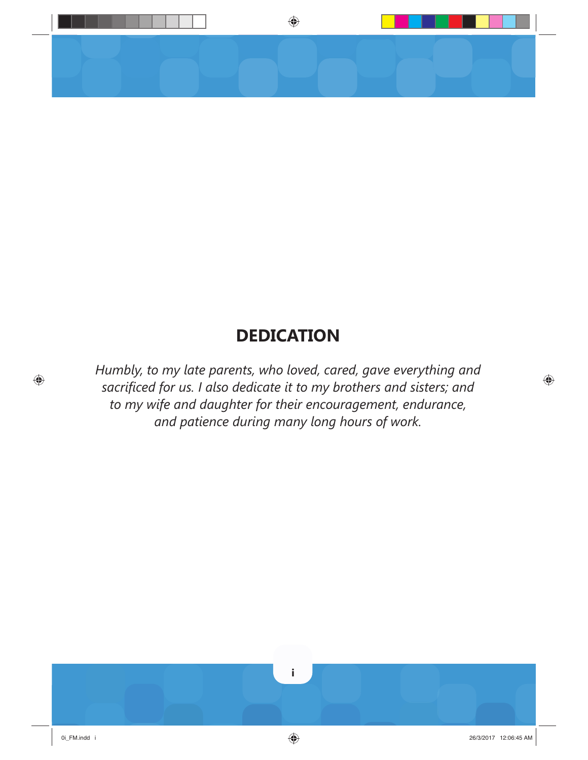# DEDICATION

*Humbly, to my late parents, who loved, cared, gave everything and sacrificed for us. I also dedicate it to my brothers and sisters; and to my wife and daughter for their encouragement, endurance, and patience during many long hours of work.*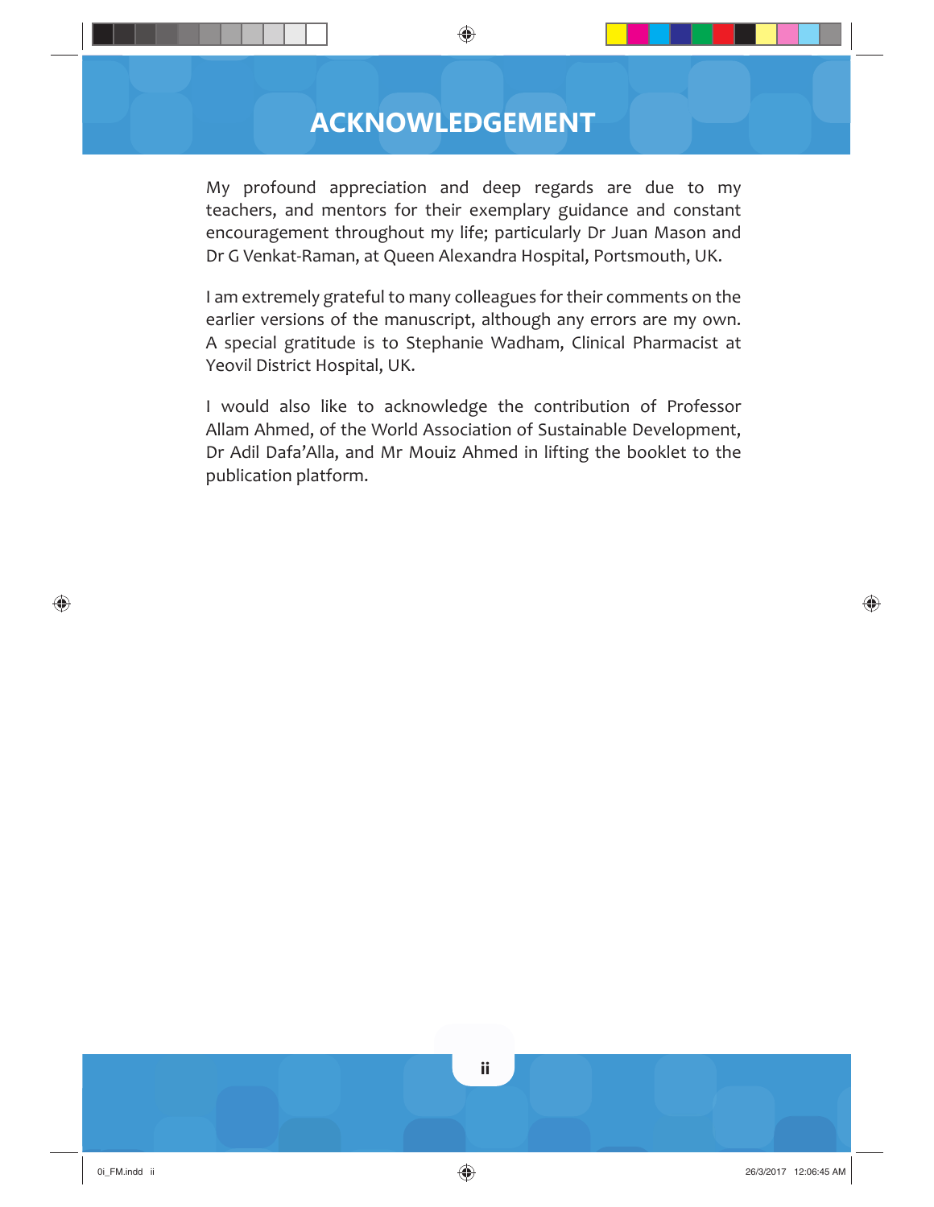# ACKNOWLEDGEMENT

My profound appreciation and deep regards are due to my teachers, and mentors for their exemplary guidance and constant encouragement throughout my life; particularly Dr Juan Mason and Dr G Venkat-Raman, at Queen Alexandra Hospital, Portsmouth, UK.

I am extremely grateful to many colleagues for their comments on the earlier versions of the manuscript, although any errors are my own. A special gratitude is to Stephanie Wadham, Clinical Pharmacist at Yeovil District Hospital, UK.

I would also like to acknowledge the contribution of Professor Allam Ahmed, of the World Association of Sustainable Development, Dr Adil Dafa'Alla, and Mr Mouiz Ahmed in lifting the booklet to the publication platform.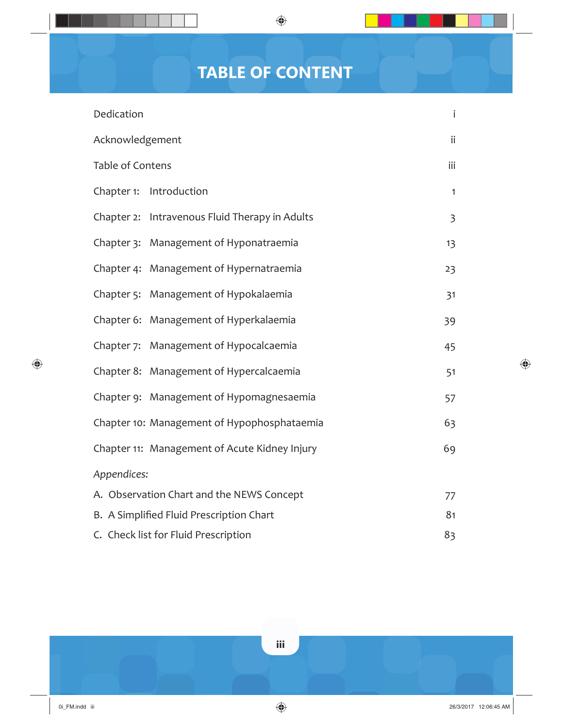# TABLE OF CONTENT

| | |
|---|---|
| Dedication | i |
| Acknowledgement | ii |
| Table of Contens | iii |
| Chapter 1: Introduction | 1 |
| Chapter 2: Intravenous Fluid Therapy in Adults | 3 |
| Chapter 3: Management of Hyponatraemia | 13 |
| Chapter 4: Management of Hypernatraemia | 23 |
| Chapter 5: Management of Hypokalaemia | 31 |
| Chapter 6: Management of Hyperkalaemia | 39 |
| Chapter 7: Management of Hypocalcaemia | 45 |
| Chapter 8: Management of Hypercalcaemia | 51 |
| Chapter 9: Management of Hypomagnesaemia | 57 |
| Chapter 10: Management of Hypophosphataemia | 63 |
| Chapter 11: Management of Acute Kidney Injury | 69 |
| *Appendices:* | |
| A. Observation Chart and the NEWS Concept | 77 |
| B. A Simplified Fluid Prescription Chart | 81 |
| C. Check list for Fluid Prescription | 83 |